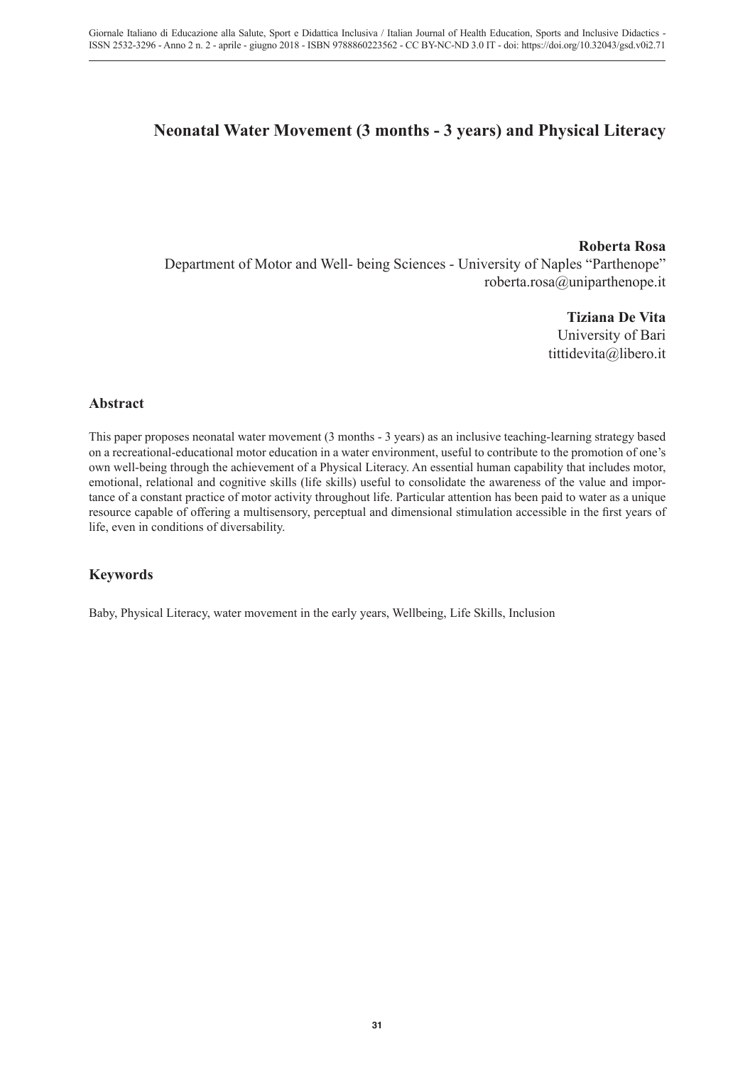# Neonatal Water Movement (3 months - 3 years) and Physical Literacy

**Roberta Rosa**
Department of Motor and Well- being Sciences - University of Naples "Parthenope"
roberta.rosa@uniparthenope.it

**Tiziana De Vita**
University of Bari
tittidevita@libero.it

## Abstract

This paper proposes neonatal water movement (3 months - 3 years) as an inclusive teaching-learning strategy based on a recreational-educational motor education in a water environment, useful to contribute to the promotion of one's own well-being through the achievement of a Physical Literacy. An essential human capability that includes motor, emotional, relational and cognitive skills (life skills) useful to consolidate the awareness of the value and importance of a constant practice of motor activity throughout life. Particular attention has been paid to water as a unique resource capable of offering a multisensory, perceptual and dimensional stimulation accessible in the first years of life, even in conditions of diversability.

## Keywords

Baby, Physical Literacy, water movement in the early years, Wellbeing, Life Skills, Inclusion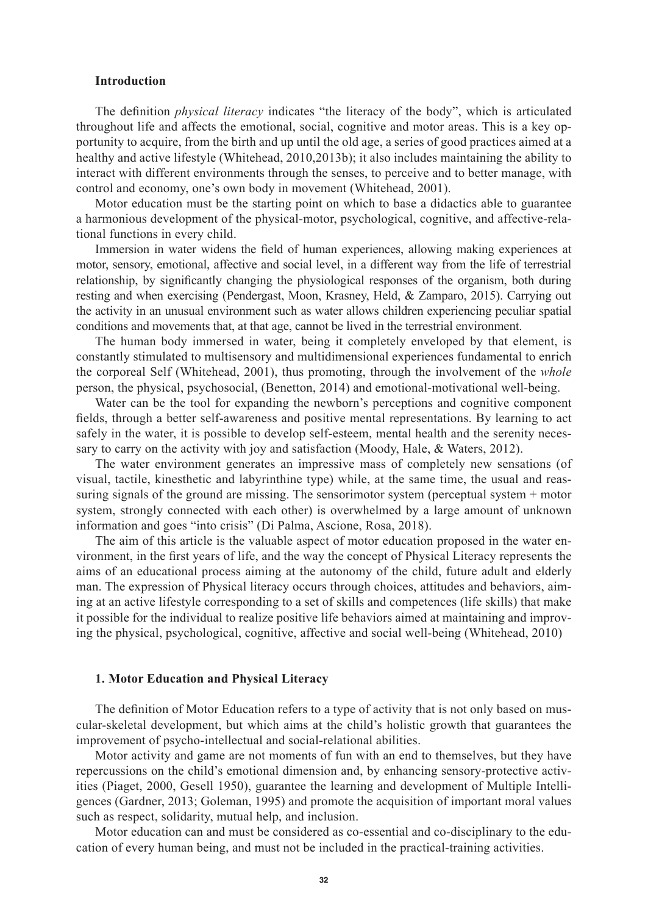## Introduction

The definition *physical literacy* indicates "the literacy of the body", which is articulated throughout life and affects the emotional, social, cognitive and motor areas. This is a key opportunity to acquire, from the birth and up until the old age, a series of good practices aimed at a healthy and active lifestyle (Whitehead, 2010,2013b); it also includes maintaining the ability to interact with different environments through the senses, to perceive and to better manage, with control and economy, one's own body in movement (Whitehead, 2001).

Motor education must be the starting point on which to base a didactics able to guarantee a harmonious development of the physical-motor, psychological, cognitive, and affective-relational functions in every child.

Immersion in water widens the field of human experiences, allowing making experiences at motor, sensory, emotional, affective and social level, in a different way from the life of terrestrial relationship, by significantly changing the physiological responses of the organism, both during resting and when exercising (Pendergast, Moon, Krasney, Held, & Zamparo, 2015). Carrying out the activity in an unusual environment such as water allows children experiencing peculiar spatial conditions and movements that, at that age, cannot be lived in the terrestrial environment.

The human body immersed in water, being it completely enveloped by that element, is constantly stimulated to multisensory and multidimensional experiences fundamental to enrich the corporeal Self (Whitehead, 2001), thus promoting, through the involvement of the *whole* person, the physical, psychosocial, (Benetton, 2014) and emotional-motivational well-being.

Water can be the tool for expanding the newborn's perceptions and cognitive component fields, through a better self-awareness and positive mental representations. By learning to act safely in the water, it is possible to develop self-esteem, mental health and the serenity necessary to carry on the activity with joy and satisfaction (Moody, Hale, & Waters, 2012).

The water environment generates an impressive mass of completely new sensations (of visual, tactile, kinesthetic and labyrinthine type) while, at the same time, the usual and reassuring signals of the ground are missing. The sensorimotor system (perceptual system + motor system, strongly connected with each other) is overwhelmed by a large amount of unknown information and goes "into crisis" (Di Palma, Ascione, Rosa, 2018).

The aim of this article is the valuable aspect of motor education proposed in the water environment, in the first years of life, and the way the concept of Physical Literacy represents the aims of an educational process aiming at the autonomy of the child, future adult and elderly man. The expression of Physical literacy occurs through choices, attitudes and behaviors, aiming at an active lifestyle corresponding to a set of skills and competences (life skills) that make it possible for the individual to realize positive life behaviors aimed at maintaining and improving the physical, psychological, cognitive, affective and social well-being (Whitehead, 2010)

## 1. Motor Education and Physical Literacy

The definition of Motor Education refers to a type of activity that is not only based on muscular-skeletal development, but which aims at the child's holistic growth that guarantees the improvement of psycho-intellectual and social-relational abilities.

Motor activity and game are not moments of fun with an end to themselves, but they have repercussions on the child's emotional dimension and, by enhancing sensory-protective activities (Piaget, 2000, Gesell 1950), guarantee the learning and development of Multiple Intelligences (Gardner, 2013; Goleman, 1995) and promote the acquisition of important moral values such as respect, solidarity, mutual help, and inclusion.

Motor education can and must be considered as co-essential and co-disciplinary to the education of every human being, and must not be included in the practical-training activities.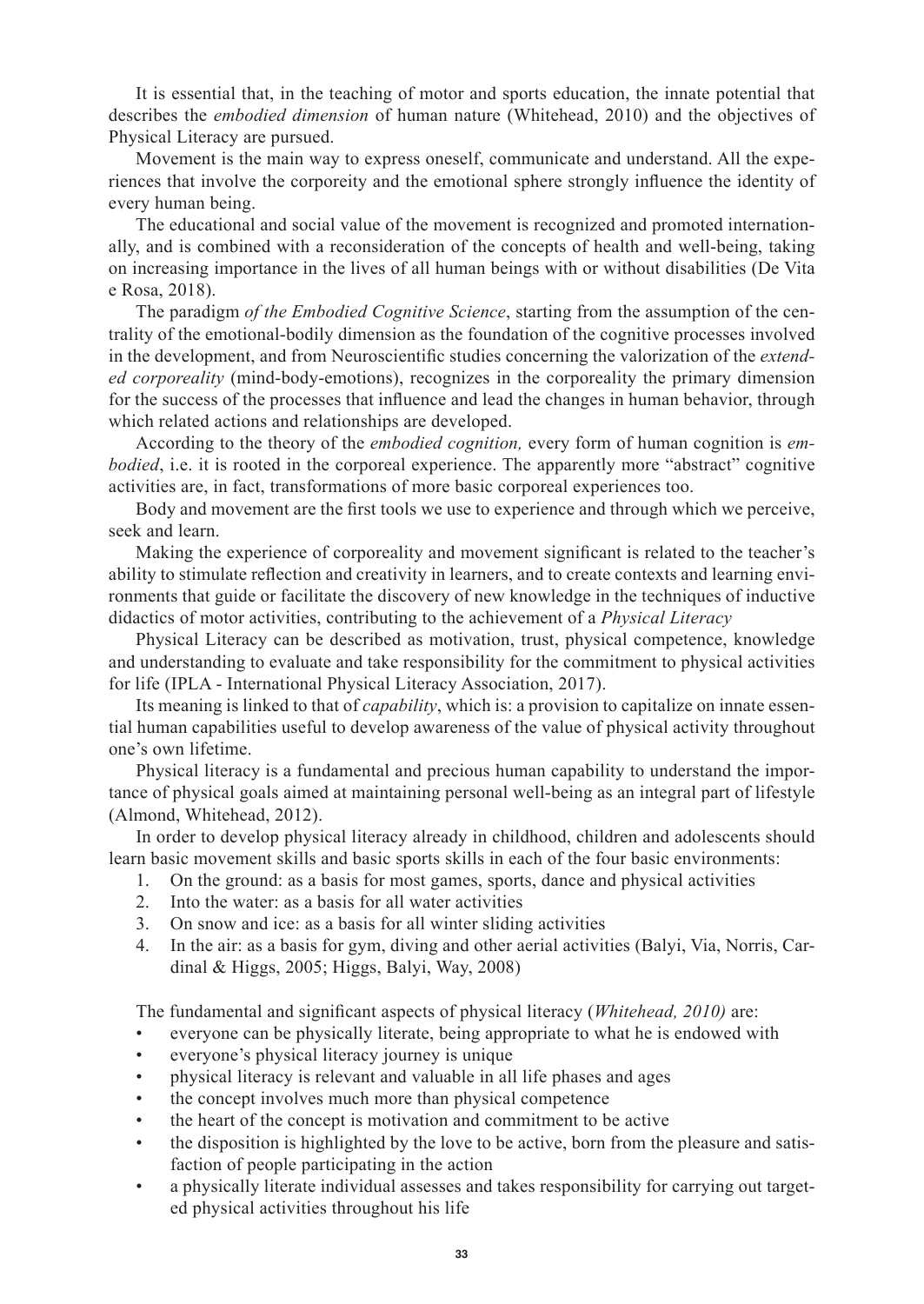It is essential that, in the teaching of motor and sports education, the innate potential that describes the *embodied dimension* of human nature (Whitehead, 2010) and the objectives of Physical Literacy are pursued.

Movement is the main way to express oneself, communicate and understand. All the experiences that involve the corporeity and the emotional sphere strongly influence the identity of every human being.

The educational and social value of the movement is recognized and promoted internationally, and is combined with a reconsideration of the concepts of health and well-being, taking on increasing importance in the lives of all human beings with or without disabilities (De Vita e Rosa, 2018).

The paradigm *of the Embodied Cognitive Science*, starting from the assumption of the centrality of the emotional-bodily dimension as the foundation of the cognitive processes involved in the development, and from Neuroscientific studies concerning the valorization of the *extended corporeality* (mind-body-emotions), recognizes in the corporeality the primary dimension for the success of the processes that influence and lead the changes in human behavior, through which related actions and relationships are developed.

According to the theory of the *embodied cognition,* every form of human cognition is *embodied*, i.e. it is rooted in the corporeal experience. The apparently more "abstract" cognitive activities are, in fact, transformations of more basic corporeal experiences too.

Body and movement are the first tools we use to experience and through which we perceive, seek and learn.

Making the experience of corporeality and movement significant is related to the teacher's ability to stimulate reflection and creativity in learners, and to create contexts and learning environments that guide or facilitate the discovery of new knowledge in the techniques of inductive didactics of motor activities, contributing to the achievement of a *Physical Literacy*

Physical Literacy can be described as motivation, trust, physical competence, knowledge and understanding to evaluate and take responsibility for the commitment to physical activities for life (IPLA - International Physical Literacy Association, 2017).

Its meaning is linked to that of *capability*, which is: a provision to capitalize on innate essential human capabilities useful to develop awareness of the value of physical activity throughout one's own lifetime.

Physical literacy is a fundamental and precious human capability to understand the importance of physical goals aimed at maintaining personal well-being as an integral part of lifestyle (Almond, Whitehead, 2012).

In order to develop physical literacy already in childhood, children and adolescents should learn basic movement skills and basic sports skills in each of the four basic environments:

1. On the ground: as a basis for most games, sports, dance and physical activities
2. Into the water: as a basis for all water activities
3. On snow and ice: as a basis for all winter sliding activities
4. In the air: as a basis for gym, diving and other aerial activities (Balyi, Via, Norris, Cardinal & Higgs, 2005; Higgs, Balyi, Way, 2008)

The fundamental and significant aspects of physical literacy (*Whitehead, 2010)* are:

- everyone can be physically literate, being appropriate to what he is endowed with
- everyone's physical literacy journey is unique
- physical literacy is relevant and valuable in all life phases and ages
- the concept involves much more than physical competence
- the heart of the concept is motivation and commitment to be active
- the disposition is highlighted by the love to be active, born from the pleasure and satisfaction of people participating in the action
- a physically literate individual assesses and takes responsibility for carrying out targeted physical activities throughout his life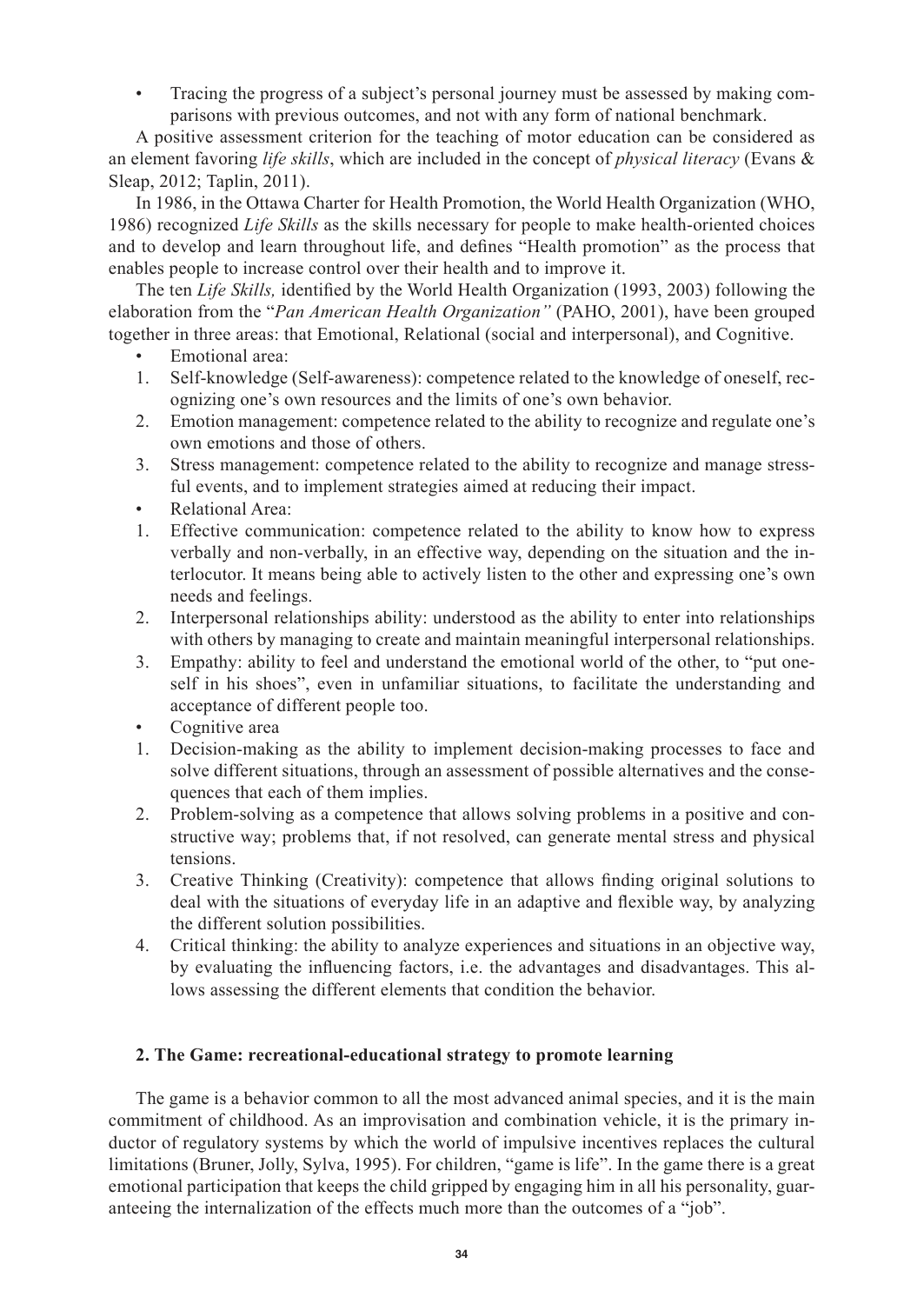- Tracing the progress of a subject's personal journey must be assessed by making comparisons with previous outcomes, and not with any form of national benchmark.

A positive assessment criterion for the teaching of motor education can be considered as an element favoring *life skills*, which are included in the concept of *physical literacy* (Evans & Sleap, 2012; Taplin, 2011).

In 1986, in the Ottawa Charter for Health Promotion, the World Health Organization (WHO, 1986) recognized *Life Skills* as the skills necessary for people to make health-oriented choices and to develop and learn throughout life, and defines "Health promotion" as the process that enables people to increase control over their health and to improve it.

The ten *Life Skills,* identified by the World Health Organization (1993, 2003) following the elaboration from the "*Pan American Health Organization"* (PAHO, 2001), have been grouped together in three areas: that Emotional, Relational (social and interpersonal), and Cognitive.

- Emotional area:

1. Self-knowledge (Self-awareness): competence related to the knowledge of oneself, recognizing one's own resources and the limits of one's own behavior.
2. Emotion management: competence related to the ability to recognize and regulate one's own emotions and those of others.
3. Stress management: competence related to the ability to recognize and manage stressful events, and to implement strategies aimed at reducing their impact.

- Relational Area:

1. Effective communication: competence related to the ability to know how to express verbally and non-verbally, in an effective way, depending on the situation and the interlocutor. It means being able to actively listen to the other and expressing one's own needs and feelings.
2. Interpersonal relationships ability: understood as the ability to enter into relationships with others by managing to create and maintain meaningful interpersonal relationships.
3. Empathy: ability to feel and understand the emotional world of the other, to "put oneself in his shoes", even in unfamiliar situations, to facilitate the understanding and acceptance of different people too.

- Cognitive area

1. Decision-making as the ability to implement decision-making processes to face and solve different situations, through an assessment of possible alternatives and the consequences that each of them implies.
2. Problem-solving as a competence that allows solving problems in a positive and constructive way; problems that, if not resolved, can generate mental stress and physical tensions.
3. Creative Thinking (Creativity): competence that allows finding original solutions to deal with the situations of everyday life in an adaptive and flexible way, by analyzing the different solution possibilities.
4. Critical thinking: the ability to analyze experiences and situations in an objective way, by evaluating the influencing factors, i.e. the advantages and disadvantages. This allows assessing the different elements that condition the behavior.

## 2. The Game: recreational-educational strategy to promote learning

The game is a behavior common to all the most advanced animal species, and it is the main commitment of childhood. As an improvisation and combination vehicle, it is the primary inductor of regulatory systems by which the world of impulsive incentives replaces the cultural limitations (Bruner, Jolly, Sylva, 1995). For children, "game is life". In the game there is a great emotional participation that keeps the child gripped by engaging him in all his personality, guaranteeing the internalization of the effects much more than the outcomes of a "job".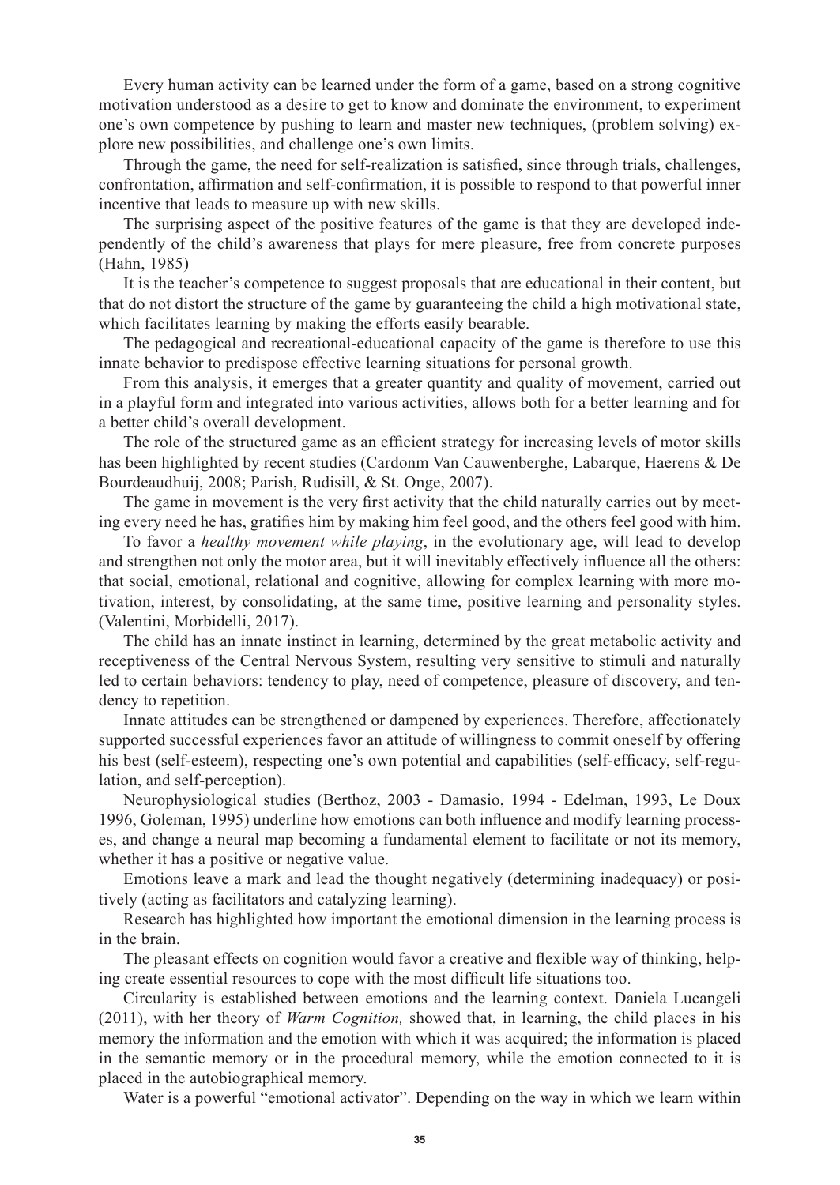Every human activity can be learned under the form of a game, based on a strong cognitive motivation understood as a desire to get to know and dominate the environment, to experiment one's own competence by pushing to learn and master new techniques, (problem solving) explore new possibilities, and challenge one's own limits.

Through the game, the need for self-realization is satisfied, since through trials, challenges, confrontation, affirmation and self-confirmation, it is possible to respond to that powerful inner incentive that leads to measure up with new skills.

The surprising aspect of the positive features of the game is that they are developed independently of the child's awareness that plays for mere pleasure, free from concrete purposes (Hahn, 1985)

It is the teacher's competence to suggest proposals that are educational in their content, but that do not distort the structure of the game by guaranteeing the child a high motivational state, which facilitates learning by making the efforts easily bearable.

The pedagogical and recreational-educational capacity of the game is therefore to use this innate behavior to predispose effective learning situations for personal growth.

From this analysis, it emerges that a greater quantity and quality of movement, carried out in a playful form and integrated into various activities, allows both for a better learning and for a better child's overall development.

The role of the structured game as an efficient strategy for increasing levels of motor skills has been highlighted by recent studies (Cardonm Van Cauwenberghe, Labarque, Haerens & De Bourdeaudhuij, 2008; Parish, Rudisill, & St. Onge, 2007).

The game in movement is the very first activity that the child naturally carries out by meeting every need he has, gratifies him by making him feel good, and the others feel good with him.

To favor a *healthy movement while playing*, in the evolutionary age, will lead to develop and strengthen not only the motor area, but it will inevitably effectively influence all the others: that social, emotional, relational and cognitive, allowing for complex learning with more motivation, interest, by consolidating, at the same time, positive learning and personality styles. (Valentini, Morbidelli, 2017).

The child has an innate instinct in learning, determined by the great metabolic activity and receptiveness of the Central Nervous System, resulting very sensitive to stimuli and naturally led to certain behaviors: tendency to play, need of competence, pleasure of discovery, and tendency to repetition.

Innate attitudes can be strengthened or dampened by experiences. Therefore, affectionately supported successful experiences favor an attitude of willingness to commit oneself by offering his best (self-esteem), respecting one's own potential and capabilities (self-efficacy, self-regulation, and self-perception).

Neurophysiological studies (Berthoz, 2003 - Damasio, 1994 - Edelman, 1993, Le Doux 1996, Goleman, 1995) underline how emotions can both influence and modify learning processes, and change a neural map becoming a fundamental element to facilitate or not its memory, whether it has a positive or negative value.

Emotions leave a mark and lead the thought negatively (determining inadequacy) or positively (acting as facilitators and catalyzing learning).

Research has highlighted how important the emotional dimension in the learning process is in the brain.

The pleasant effects on cognition would favor a creative and flexible way of thinking, helping create essential resources to cope with the most difficult life situations too.

Circularity is established between emotions and the learning context. Daniela Lucangeli (2011), with her theory of *Warm Cognition,* showed that, in learning, the child places in his memory the information and the emotion with which it was acquired; the information is placed in the semantic memory or in the procedural memory, while the emotion connected to it is placed in the autobiographical memory.

Water is a powerful "emotional activator". Depending on the way in which we learn within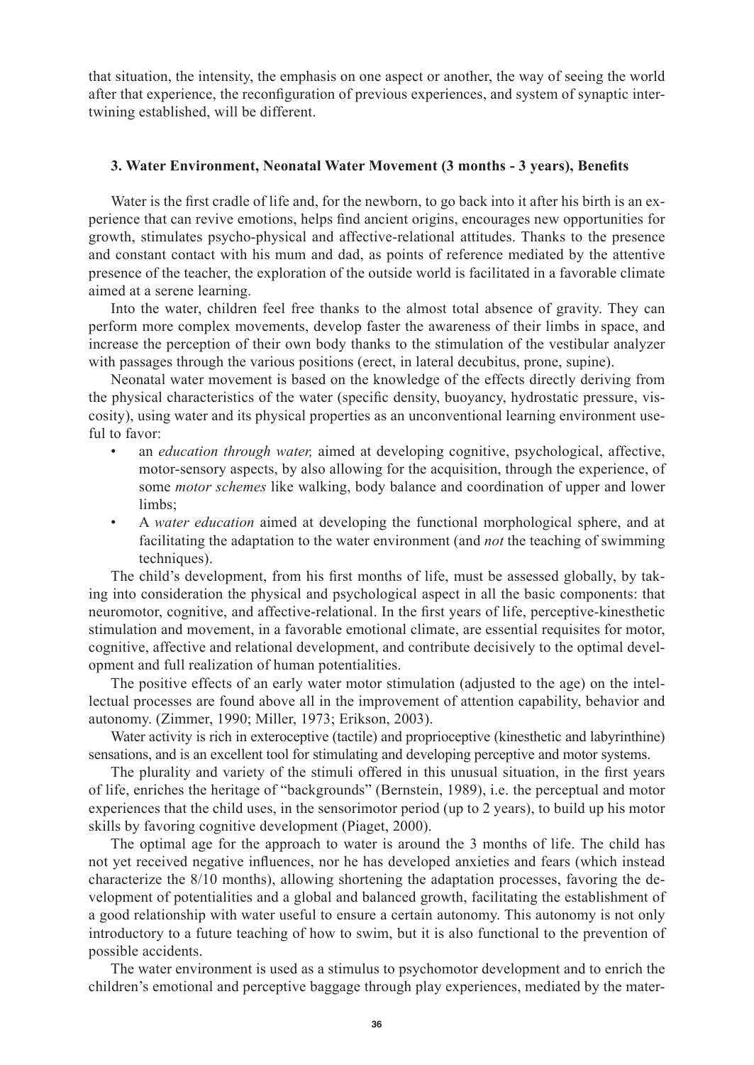that situation, the intensity, the emphasis on one aspect or another, the way of seeing the world after that experience, the reconfiguration of previous experiences, and system of synaptic intertwining established, will be different.

### 3. Water Environment, Neonatal Water Movement (3 months - 3 years), Benefits

Water is the first cradle of life and, for the newborn, to go back into it after his birth is an experience that can revive emotions, helps find ancient origins, encourages new opportunities for growth, stimulates psycho-physical and affective-relational attitudes. Thanks to the presence and constant contact with his mum and dad, as points of reference mediated by the attentive presence of the teacher, the exploration of the outside world is facilitated in a favorable climate aimed at a serene learning.

Into the water, children feel free thanks to the almost total absence of gravity. They can perform more complex movements, develop faster the awareness of their limbs in space, and increase the perception of their own body thanks to the stimulation of the vestibular analyzer with passages through the various positions (erect, in lateral decubitus, prone, supine).

Neonatal water movement is based on the knowledge of the effects directly deriving from the physical characteristics of the water (specific density, buoyancy, hydrostatic pressure, viscosity), using water and its physical properties as an unconventional learning environment useful to favor:

- an *education through water,* aimed at developing cognitive, psychological, affective, motor-sensory aspects, by also allowing for the acquisition, through the experience, of some *motor schemes* like walking, body balance and coordination of upper and lower limbs;
- A *water education* aimed at developing the functional morphological sphere, and at facilitating the adaptation to the water environment (and *not* the teaching of swimming techniques).

The child's development, from his first months of life, must be assessed globally, by taking into consideration the physical and psychological aspect in all the basic components: that neuromotor, cognitive, and affective-relational. In the first years of life, perceptive-kinesthetic stimulation and movement, in a favorable emotional climate, are essential requisites for motor, cognitive, affective and relational development, and contribute decisively to the optimal development and full realization of human potentialities.

The positive effects of an early water motor stimulation (adjusted to the age) on the intellectual processes are found above all in the improvement of attention capability, behavior and autonomy. (Zimmer, 1990; Miller, 1973; Erikson, 2003).

Water activity is rich in exteroceptive (tactile) and proprioceptive (kinesthetic and labyrinthine) sensations, and is an excellent tool for stimulating and developing perceptive and motor systems.

The plurality and variety of the stimuli offered in this unusual situation, in the first years of life, enriches the heritage of "backgrounds" (Bernstein, 1989), i.e. the perceptual and motor experiences that the child uses, in the sensorimotor period (up to 2 years), to build up his motor skills by favoring cognitive development (Piaget, 2000).

The optimal age for the approach to water is around the 3 months of life. The child has not yet received negative influences, nor he has developed anxieties and fears (which instead characterize the 8/10 months), allowing shortening the adaptation processes, favoring the development of potentialities and a global and balanced growth, facilitating the establishment of a good relationship with water useful to ensure a certain autonomy. This autonomy is not only introductory to a future teaching of how to swim, but it is also functional to the prevention of possible accidents.

The water environment is used as a stimulus to psychomotor development and to enrich the children's emotional and perceptive baggage through play experiences, mediated by the mater-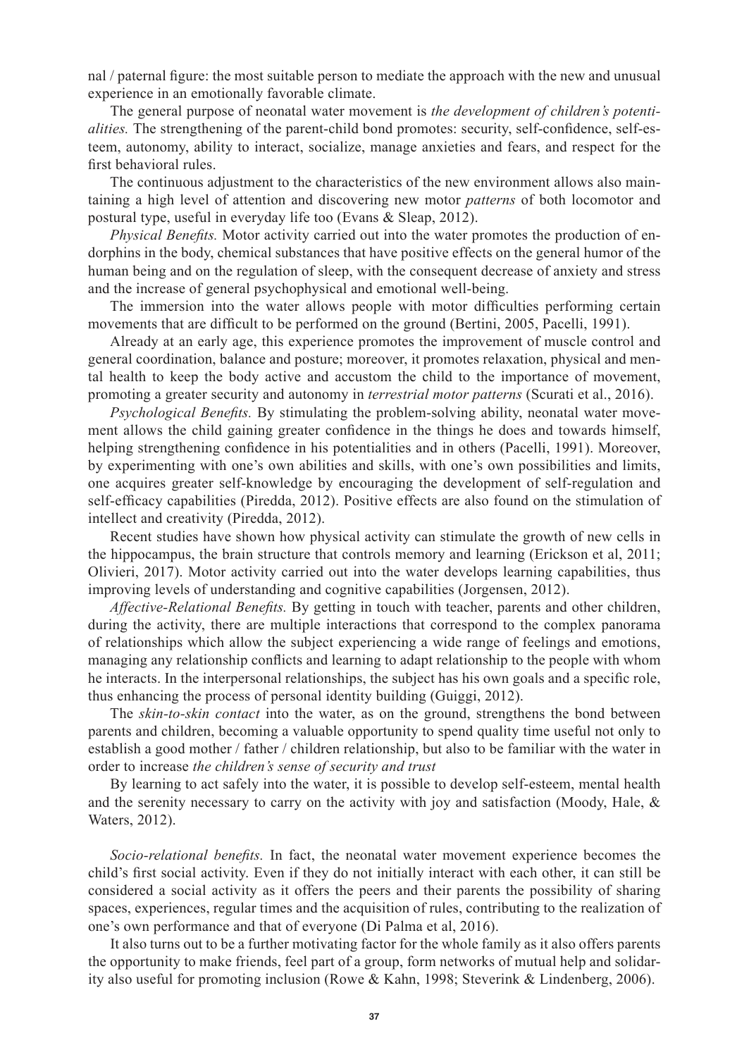nal / paternal figure: the most suitable person to mediate the approach with the new and unusual experience in an emotionally favorable climate.

The general purpose of neonatal water movement is *the development of children's potentialities.* The strengthening of the parent-child bond promotes: security, self-confidence, self-esteem, autonomy, ability to interact, socialize, manage anxieties and fears, and respect for the first behavioral rules.

The continuous adjustment to the characteristics of the new environment allows also maintaining a high level of attention and discovering new motor *patterns* of both locomotor and postural type, useful in everyday life too (Evans & Sleap, 2012).

*Physical Benefits.* Motor activity carried out into the water promotes the production of endorphins in the body, chemical substances that have positive effects on the general humor of the human being and on the regulation of sleep, with the consequent decrease of anxiety and stress and the increase of general psychophysical and emotional well-being.

The immersion into the water allows people with motor difficulties performing certain movements that are difficult to be performed on the ground (Bertini, 2005, Pacelli, 1991).

Already at an early age, this experience promotes the improvement of muscle control and general coordination, balance and posture; moreover, it promotes relaxation, physical and mental health to keep the body active and accustom the child to the importance of movement, promoting a greater security and autonomy in *terrestrial motor patterns* (Scurati et al., 2016).

*Psychological Benefits.* By stimulating the problem-solving ability, neonatal water movement allows the child gaining greater confidence in the things he does and towards himself, helping strengthening confidence in his potentialities and in others (Pacelli, 1991). Moreover, by experimenting with one's own abilities and skills, with one's own possibilities and limits, one acquires greater self-knowledge by encouraging the development of self-regulation and self-efficacy capabilities (Piredda, 2012). Positive effects are also found on the stimulation of intellect and creativity (Piredda, 2012).

Recent studies have shown how physical activity can stimulate the growth of new cells in the hippocampus, the brain structure that controls memory and learning (Erickson et al, 2011; Olivieri, 2017). Motor activity carried out into the water develops learning capabilities, thus improving levels of understanding and cognitive capabilities (Jorgensen, 2012).

*Affective-Relational Benefits.* By getting in touch with teacher, parents and other children, during the activity, there are multiple interactions that correspond to the complex panorama of relationships which allow the subject experiencing a wide range of feelings and emotions, managing any relationship conflicts and learning to adapt relationship to the people with whom he interacts. In the interpersonal relationships, the subject has his own goals and a specific role, thus enhancing the process of personal identity building (Guiggi, 2012).

The *skin-to-skin contact* into the water, as on the ground, strengthens the bond between parents and children, becoming a valuable opportunity to spend quality time useful not only to establish a good mother / father / children relationship, but also to be familiar with the water in order to increase *the children's sense of security and trust*

By learning to act safely into the water, it is possible to develop self-esteem, mental health and the serenity necessary to carry on the activity with joy and satisfaction (Moody, Hale, & Waters, 2012).

*Socio-relational benefits.* In fact, the neonatal water movement experience becomes the child's first social activity. Even if they do not initially interact with each other, it can still be considered a social activity as it offers the peers and their parents the possibility of sharing spaces, experiences, regular times and the acquisition of rules, contributing to the realization of one's own performance and that of everyone (Di Palma et al, 2016).

It also turns out to be a further motivating factor for the whole family as it also offers parents the opportunity to make friends, feel part of a group, form networks of mutual help and solidarity also useful for promoting inclusion (Rowe & Kahn, 1998; Steverink & Lindenberg, 2006).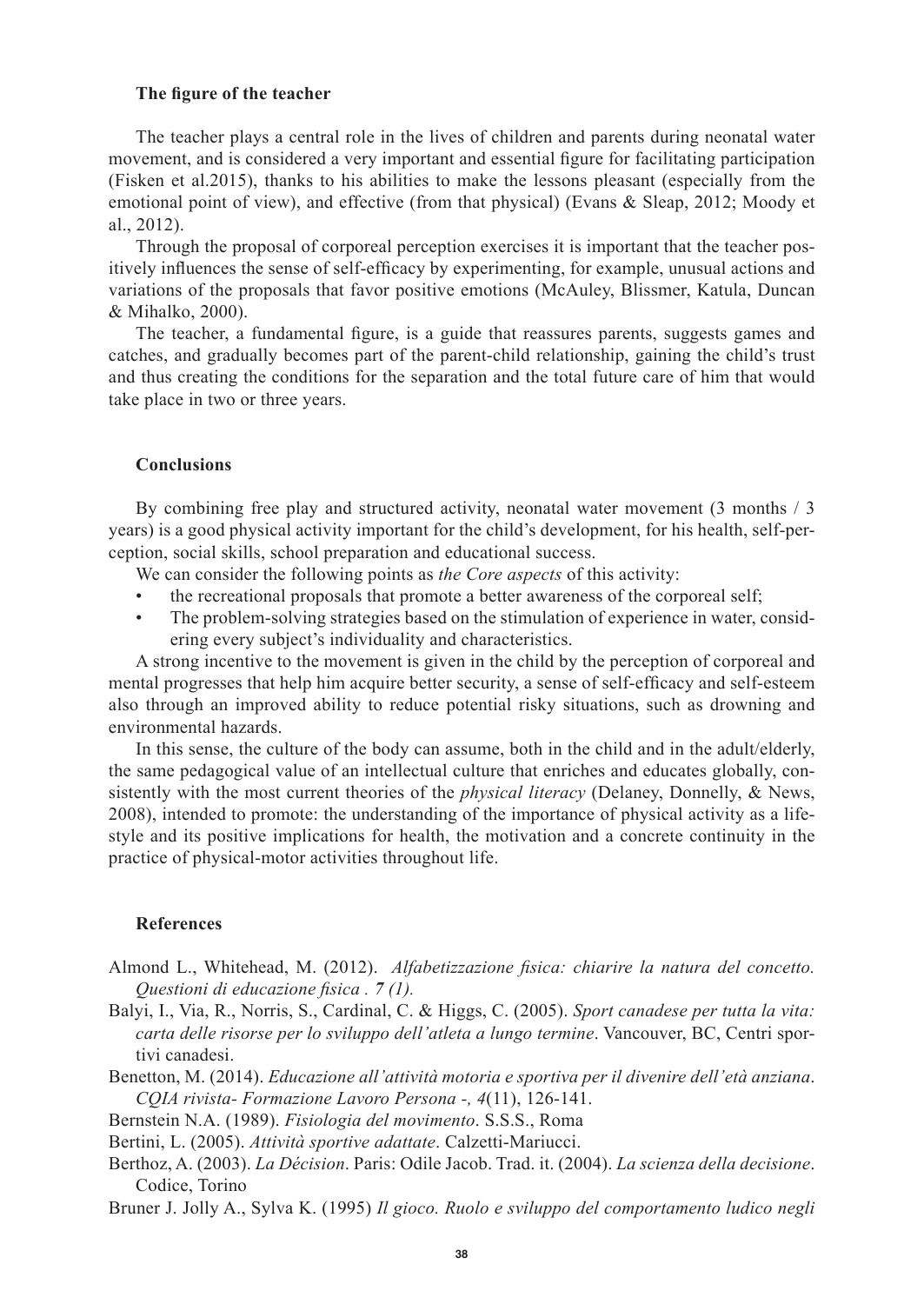### The figure of the teacher

The teacher plays a central role in the lives of children and parents during neonatal water movement, and is considered a very important and essential figure for facilitating participation (Fisken et al.2015), thanks to his abilities to make the lessons pleasant (especially from the emotional point of view), and effective (from that physical) (Evans & Sleap, 2012; Moody et al., 2012).

Through the proposal of corporeal perception exercises it is important that the teacher positively influences the sense of self-efficacy by experimenting, for example, unusual actions and variations of the proposals that favor positive emotions (McAuley, Blissmer, Katula, Duncan & Mihalko, 2000).

The teacher, a fundamental figure, is a guide that reassures parents, suggests games and catches, and gradually becomes part of the parent-child relationship, gaining the child's trust and thus creating the conditions for the separation and the total future care of him that would take place in two or three years.

### Conclusions

By combining free play and structured activity, neonatal water movement (3 months / 3 years) is a good physical activity important for the child's development, for his health, self-perception, social skills, school preparation and educational success.

We can consider the following points as *the Core aspects* of this activity:

- the recreational proposals that promote a better awareness of the corporeal self;
- The problem-solving strategies based on the stimulation of experience in water, considering every subject's individuality and characteristics.

A strong incentive to the movement is given in the child by the perception of corporeal and mental progresses that help him acquire better security, a sense of self-efficacy and self-esteem also through an improved ability to reduce potential risky situations, such as drowning and environmental hazards.

In this sense, the culture of the body can assume, both in the child and in the adult/elderly, the same pedagogical value of an intellectual culture that enriches and educates globally, consistently with the most current theories of the *physical literacy* (Delaney, Donnelly, & News, 2008), intended to promote: the understanding of the importance of physical activity as a lifestyle and its positive implications for health, the motivation and a concrete continuity in the practice of physical-motor activities throughout life.

### References

Almond L., Whitehead, M. (2012). *Alfabetizzazione fisica: chiarire la natura del concetto. Questioni di educazione fisica . 7 (1).*

Balyi, I., Via, R., Norris, S., Cardinal, C. & Higgs, C. (2005). *Sport canadese per tutta la vita: carta delle risorse per lo sviluppo dell'atleta a lungo termine*. Vancouver, BC, Centri sportivi canadesi.

Benetton, M. (2014). *Educazione all'attività motoria e sportiva per il divenire dell'età anziana*. *CQIA rivista- Formazione Lavoro Persona -, 4*(11), 126-141.

Bernstein N.A. (1989). *Fisiologia del movimento*. S.S.S., Roma

Bertini, L. (2005). *Attività sportive adattate*. Calzetti-Mariucci.

Berthoz, A. (2003). *La Décision*. Paris: Odile Jacob. Trad. it. (2004). *La scienza della decisione*. Codice, Torino

Bruner J. Jolly A., Sylva K. (1995) *Il gioco. Ruolo e sviluppo del comportamento ludico negli*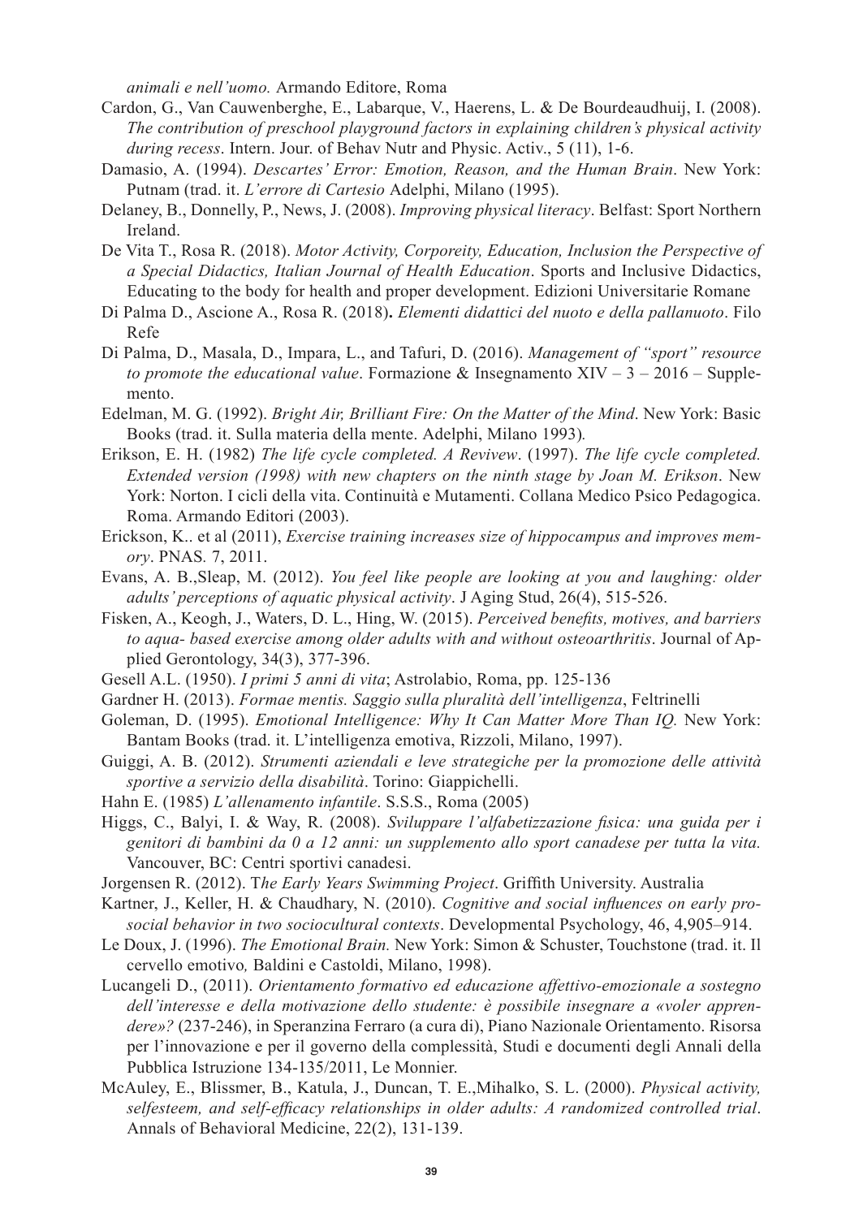*animali e nell'uomo.* Armando Editore, Roma

Cardon, G., Van Cauwenberghe, E., Labarque, V., Haerens, L. & De Bourdeaudhuij, I. (2008). *The contribution of preschool playground factors in explaining children's physical activity during recess*. Intern. Jour. of Behav Nutr and Physic. Activ., 5 (11), 1-6.

Damasio, A. (1994). *Descartes' Error: Emotion, Reason, and the Human Brain*. New York: Putnam (trad. it. *L'errore di Cartesio* Adelphi, Milano (1995).

Delaney, B., Donnelly, P., News, J. (2008). *Improving physical literacy*. Belfast: Sport Northern Ireland.

De Vita T., Rosa R. (2018). *Motor Activity, Corporeity, Education, Inclusion the Perspective of a Special Didactics, Italian Journal of Health Education*. Sports and Inclusive Didactics, Educating to the body for health and proper development. Edizioni Universitarie Romane

Di Palma D., Ascione A., Rosa R. (2018)**.** *Elementi didattici del nuoto e della pallanuoto*. Filo Refe

Di Palma, D., Masala, D., Impara, L., and Tafuri, D. (2016). *Management of "sport" resource to promote the educational value*. Formazione & Insegnamento XIV – 3 – 2016 – Supplemento.

Edelman, M. G. (1992). *Bright Air, Brilliant Fire: On the Matter of the Mind*. New York: Basic Books (trad. it. Sulla materia della mente. Adelphi, Milano 1993)*.*

Erikson, E. H. (1982) *The life cycle completed. A Revivew*. (1997). *The life cycle completed. Extended version (1998) with new chapters on the ninth stage by Joan M. Erikson*. New York: Norton. I cicli della vita. Continuità e Mutamenti. Collana Medico Psico Pedagogica. Roma. Armando Editori (2003).

Erickson, K.. et al (2011), *Exercise training increases size of hippocampus and improves memory*. PNAS*.* 7, 2011.

Evans, A. B.,Sleap, M. (2012). *You feel like people are looking at you and laughing: older adults' perceptions of aquatic physical activity*. J Aging Stud, 26(4), 515-526.

Fisken, A., Keogh, J., Waters, D. L., Hing, W. (2015). *Perceived benefits, motives, and barriers to aqua- based exercise among older adults with and without osteoarthritis*. Journal of Applied Gerontology, 34(3), 377-396.

Gesell A.L. (1950). *I primi 5 anni di vita*; Astrolabio, Roma, pp. 125-136

Gardner H. (2013). *Formae mentis. Saggio sulla pluralità dell'intelligenza*, Feltrinelli

Goleman, D. (1995). *Emotional Intelligence: Why It Can Matter More Than IQ.* New York: Bantam Books (trad. it. L'intelligenza emotiva, Rizzoli, Milano, 1997).

Guiggi, A. B. (2012). *Strumenti aziendali e leve strategiche per la promozione delle attività sportive a servizio della disabilità*. Torino: Giappichelli.

Hahn E. (1985) *L'allenamento infantile*. S.S.S., Roma (2005)

Higgs, C., Balyi, I. & Way, R. (2008). *Sviluppare l'alfabetizzazione fisica: una guida per i genitori di bambini da 0 a 12 anni: un supplemento allo sport canadese per tutta la vita.* Vancouver, BC: Centri sportivi canadesi.

Jorgensen R. (2012). T*he Early Years Swimming Project*. Griffith University. Australia

Kartner, J., Keller, H. & Chaudhary, N. (2010). *Cognitive and social influences on early prosocial behavior in two sociocultural contexts*. Developmental Psychology, 46, 4,905–914.

Le Doux, J. (1996). *The Emotional Brain.* New York: Simon & Schuster, Touchstone (trad. it. Il cervello emotivo*,* Baldini e Castoldi, Milano, 1998).

Lucangeli D., (2011). *Orientamento formativo ed educazione affettivo-emozionale a sostegno dell'interesse e della motivazione dello studente: è possibile insegnare a «voler apprendere»?* (237-246), in Speranzina Ferraro (a cura di), Piano Nazionale Orientamento. Risorsa per l'innovazione e per il governo della complessità, Studi e documenti degli Annali della Pubblica Istruzione 134-135/2011, Le Monnier.

McAuley, E., Blissmer, B., Katula, J., Duncan, T. E.,Mihalko, S. L. (2000). *Physical activity, selfesteem, and self-efficacy relationships in older adults: A randomized controlled trial*. Annals of Behavioral Medicine, 22(2), 131-139.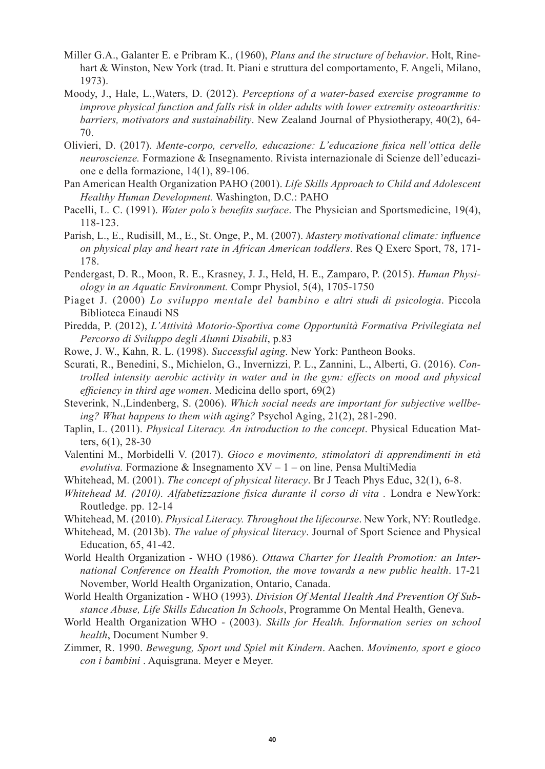Miller G.A., Galanter E. e Pribram K., (1960), *Plans and the structure of behavior*. Holt, Rinehart & Winston, New York (trad. It. Piani e struttura del comportamento, F. Angeli, Milano, 1973).

Moody, J., Hale, L.,Waters, D. (2012). *Perceptions of a water-based exercise programme to improve physical function and falls risk in older adults with lower extremity osteoarthritis: barriers, motivators and sustainability*. New Zealand Journal of Physiotherapy, 40(2), 64-70.

Olivieri, D. (2017). *Mente-corpo, cervello, educazione: L'educazione fisica nell'ottica delle neuroscienze.* Formazione & Insegnamento. Rivista internazionale di Scienze dell'educazione e della formazione, 14(1), 89-106.

Pan American Health Organization PAHO (2001). *Life Skills Approach to Child and Adolescent Healthy Human Development.* Washington, D.C.: PAHO

Pacelli, L. C. (1991). *Water polo's benefits surface*. The Physician and Sportsmedicine, 19(4), 118-123.

Parish, L., E., Rudisill, M., E., St. Onge, P., M. (2007). *Mastery motivational climate: influence on physical play and heart rate in African American toddlers*. Res Q Exerc Sport, 78, 171-178.

Pendergast, D. R., Moon, R. E., Krasney, J. J., Held, H. E., Zamparo, P. (2015). *Human Physiology in an Aquatic Environment.* Compr Physiol, 5(4), 1705-1750

Piaget J. (2000) *Lo sviluppo mentale del bambino e altri studi di psicologia*. Piccola Biblioteca Einaudi NS

Piredda, P. (2012), *L'Attività Motorio-Sportiva come Opportunità Formativa Privilegiata nel Percorso di Sviluppo degli Alunni Disabili*, p.83

Rowe, J. W., Kahn, R. L. (1998). *Successful aging*. New York: Pantheon Books.

Scurati, R., Benedini, S., Michielon, G., Invernizzi, P. L., Zannini, L., Alberti, G. (2016). *Controlled intensity aerobic activity in water and in the gym: effects on mood and physical efficiency in third age women*. Medicina dello sport, 69(2)

Steverink, N.,Lindenberg, S. (2006). *Which social needs are important for subjective wellbeing? What happens to them with aging?* Psychol Aging, 21(2), 281-290.

Taplin, L. (2011). *Physical Literacy. An introduction to the concept*. Physical Education Matters, 6(1), 28-30

Valentini M., Morbidelli V. (2017). *Gioco e movimento, stimolatori di apprendimenti in età evolutiva.* Formazione & Insegnamento XV – 1 – on line, Pensa MultiMedia

Whitehead, M. (2001). *The concept of physical literacy*. Br J Teach Phys Educ, 32(1), 6-8.

*Whitehead M. (2010). Alfabetizzazione fisica durante il corso di vita .* Londra e NewYork: Routledge. pp. 12-14

Whitehead, M. (2010). *Physical Literacy. Throughout the lifecourse*. New York, NY: Routledge.

Whitehead, M. (2013b). *The value of physical literacy*. Journal of Sport Science and Physical Education, 65, 41-42.

World Health Organization - WHO (1986). *Ottawa Charter for Health Promotion: an International Conference on Health Promotion, the move towards a new public health*. 17-21 November, World Health Organization, Ontario, Canada.

World Health Organization - WHO (1993). *Division Of Mental Health And Prevention Of Substance Abuse, Life Skills Education In Schools*, Programme On Mental Health, Geneva.

World Health Organization WHO - (2003). *Skills for Health. Information series on school health*, Document Number 9.

Zimmer, R. 1990. *Bewegung, Sport und Spiel mit Kindern*. Aachen. *Movimento, sport e gioco con i bambini* . Aquisgrana. Meyer e Meyer.